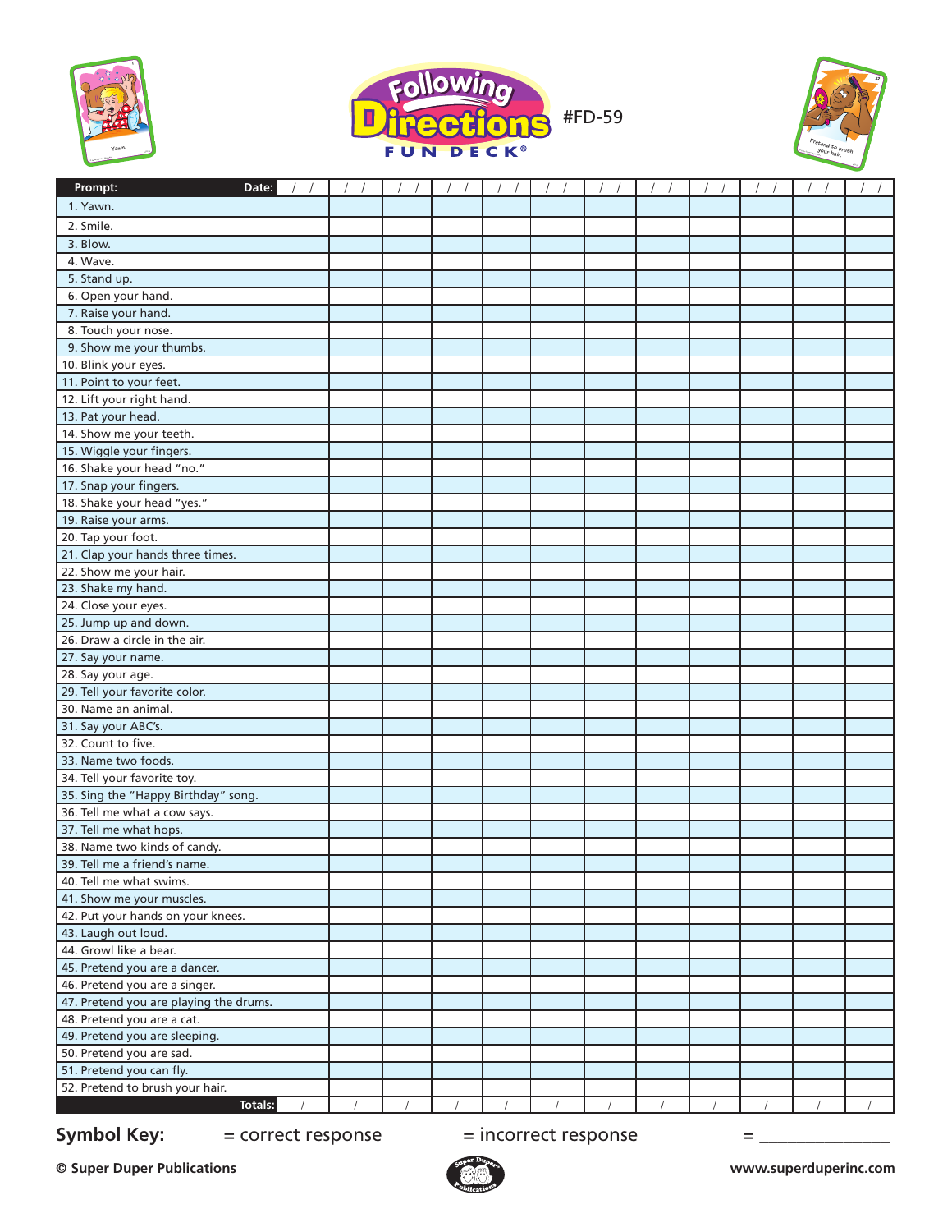# Following Directions Fun Deck®

#FD-59

| Prompt: Date: | / / | / / | / / | / / | / / | / / | / / | / / | / / | / / | / / | / / |
|---|---|---|---|---|---|---|---|---|---|---|---|---|
| 1. Yawn. | | | | | | | | | | | | |
| 2. Smile. | | | | | | | | | | | | |
| 3. Blow. | | | | | | | | | | | | |
| 4. Wave. | | | | | | | | | | | | |
| 5. Stand up. | | | | | | | | | | | | |
| 6. Open your hand. | | | | | | | | | | | | |
| 7. Raise your hand. | | | | | | | | | | | | |
| 8. Touch your nose. | | | | | | | | | | | | |
| 9. Show me your thumbs. | | | | | | | | | | | | |
| 10. Blink your eyes. | | | | | | | | | | | | |
| 11. Point to your feet. | | | | | | | | | | | | |
| 12. Lift your right hand. | | | | | | | | | | | | |
| 13. Pat your head. | | | | | | | | | | | | |
| 14. Show me your teeth. | | | | | | | | | | | | |
| 15. Wiggle your fingers. | | | | | | | | | | | | |
| 16. Shake your head "no." | | | | | | | | | | | | |
| 17. Snap your fingers. | | | | | | | | | | | | |
| 18. Shake your head "yes." | | | | | | | | | | | | |
| 19. Raise your arms. | | | | | | | | | | | | |
| 20. Tap your foot. | | | | | | | | | | | | |
| 21. Clap your hands three times. | | | | | | | | | | | | |
| 22. Show me your hair. | | | | | | | | | | | | |
| 23. Shake my hand. | | | | | | | | | | | | |
| 24. Close your eyes. | | | | | | | | | | | | |
| 25. Jump up and down. | | | | | | | | | | | | |
| 26. Draw a circle in the air. | | | | | | | | | | | | |
| 27. Say your name. | | | | | | | | | | | | |
| 28. Say your age. | | | | | | | | | | | | |
| 29. Tell your favorite color. | | | | | | | | | | | | |
| 30. Name an animal. | | | | | | | | | | | | |
| 31. Say your ABC's. | | | | | | | | | | | | |
| 32. Count to five. | | | | | | | | | | | | |
| 33. Name two foods. | | | | | | | | | | | | |
| 34. Tell your favorite toy. | | | | | | | | | | | | |
| 35. Sing the "Happy Birthday" song. | | | | | | | | | | | | |
| 36. Tell me what a cow says. | | | | | | | | | | | | |
| 37. Tell me what hops. | | | | | | | | | | | | |
| 38. Name two kinds of candy. | | | | | | | | | | | | |
| 39. Tell me a friend's name. | | | | | | | | | | | | |
| 40. Tell me what swims. | | | | | | | | | | | | |
| 41. Show me your muscles. | | | | | | | | | | | | |
| 42. Put your hands on your knees. | | | | | | | | | | | | |
| 43. Laugh out loud. | | | | | | | | | | | | |
| 44. Growl like a bear. | | | | | | | | | | | | |
| 45. Pretend you are a dancer. | | | | | | | | | | | | |
| 46. Pretend you are a singer. | | | | | | | | | | | | |
| 47. Pretend you are playing the drums. | | | | | | | | | | | | |
| 48. Pretend you are a cat. | | | | | | | | | | | | |
| 49. Pretend you are sleeping. | | | | | | | | | | | | |
| 50. Pretend you are sad. | | | | | | | | | | | | |
| 51. Pretend you can fly. | | | | | | | | | | | | |
| 52. Pretend to brush your hair. | | | | | | | | | | | | |
| **Totals:** | / | / | / | / | / | / | / | / | / | / | / | / |

**Symbol Key:** = correct response = incorrect response = _______________

**© Super Duper Publications** **www.superduperinc.com**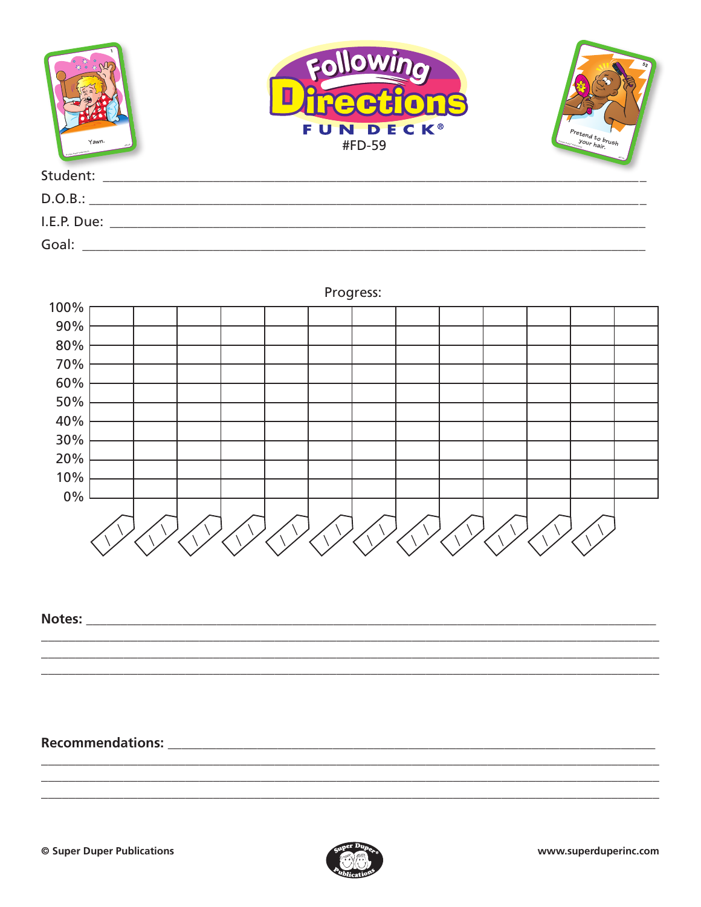# Following Directions FUN DECK®

#FD-59

Student: ______________________________________________

D.O.B.: ______________________________________________

I.E.P. Due: ______________________________________________

Goal: ______________________________________________

Progress:

100%
90%
80%
70%
60%
50%
40%
30%
20%
10%
0%

**Notes:** ______________________________________________

______________________________________________

______________________________________________

______________________________________________

**Recommendations:** ______________________________________________

______________________________________________

______________________________________________

______________________________________________

**© Super Duper Publications** **www.superduperinc.com**